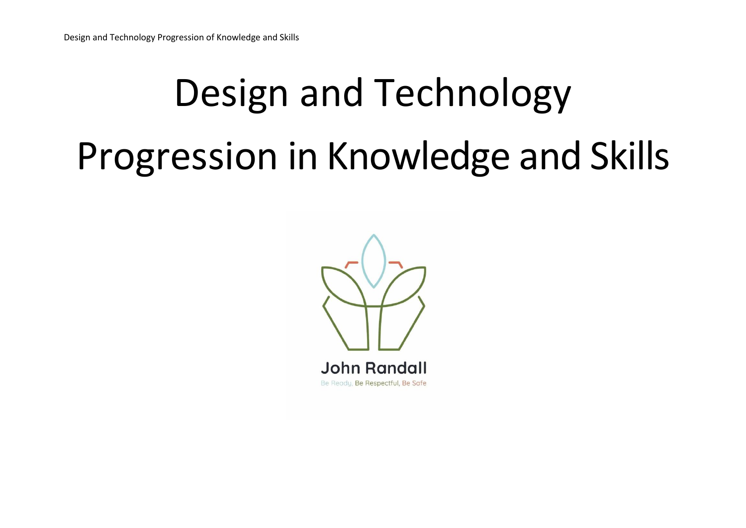# Design and Technology

# Progression in Knowledge and Skills

John Randall

Be Ready, Be Respectful, Be Safe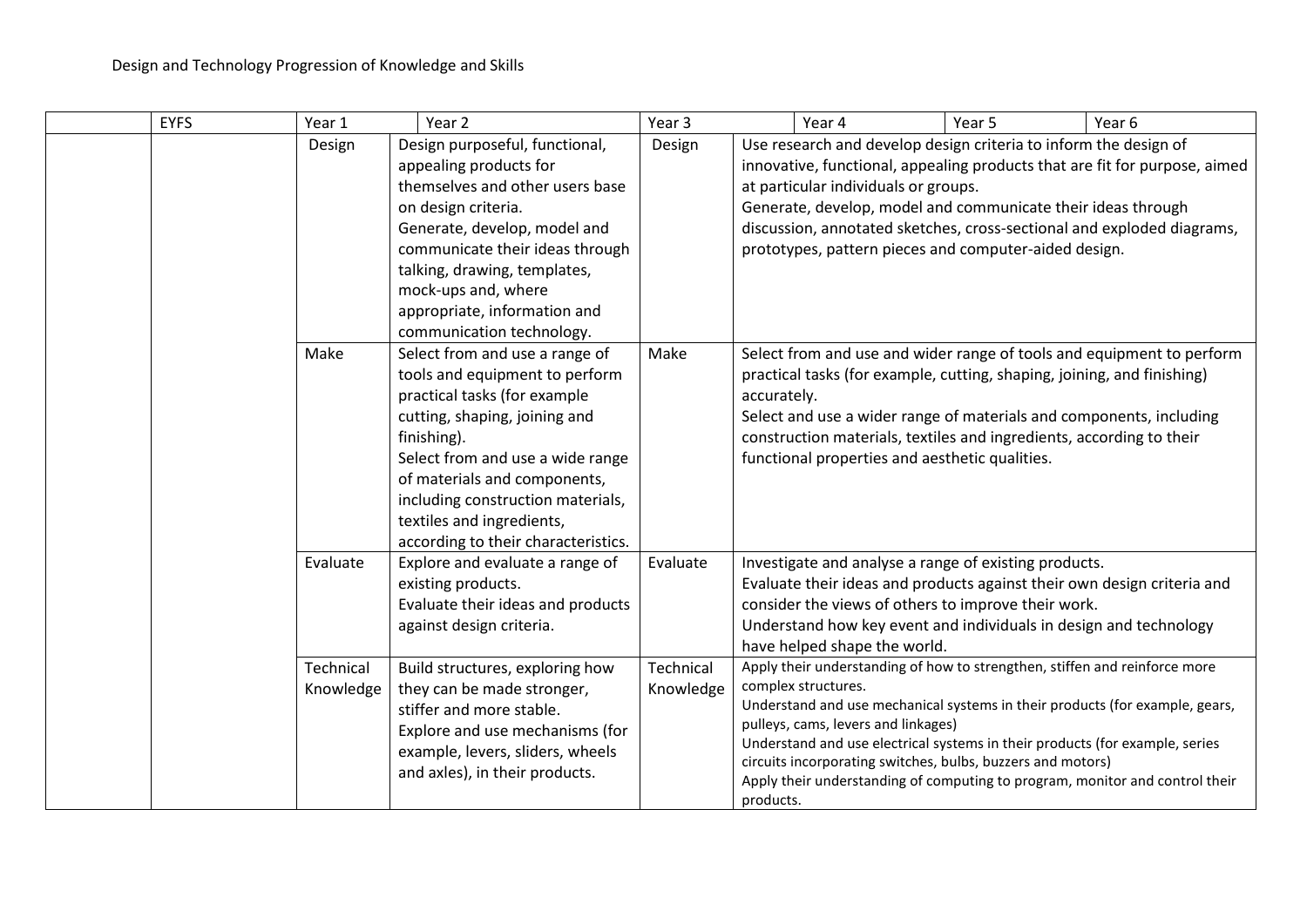Design and Technology Progression of Knowledge and Skills

| | EYFS | Year 1 | Year 2 | Year 3 | Year 4 | Year 5 | Year 6 |
|---|---|---|---|---|---|---|---|
| | | Design | Design purposeful, functional, appealing products for themselves and other users base on design criteria.<br>Generate, develop, model and communicate their ideas through talking, drawing, templates, mock-ups and, where appropriate, information and communication technology. | Design | Use research and develop design criteria to inform the design of innovative, functional, appealing products that are fit for purpose, aimed at particular individuals or groups.<br>Generate, develop, model and communicate their ideas through discussion, annotated sketches, cross-sectional and exploded diagrams, prototypes, pattern pieces and computer-aided design. | | |
| | | Make | Select from and use a range of tools and equipment to perform practical tasks (for example cutting, shaping, joining and finishing).<br>Select from and use a wide range of materials and components, including construction materials, textiles and ingredients, according to their characteristics. | Make | Select from and use and wider range of tools and equipment to perform practical tasks (for example, cutting, shaping, joining, and finishing) accurately.<br>Select and use a wider range of materials and components, including construction materials, textiles and ingredients, according to their functional properties and aesthetic qualities. | | |
| | | Evaluate | Explore and evaluate a range of existing products.<br>Evaluate their ideas and products against design criteria. | Evaluate | Investigate and analyse a range of existing products.<br>Evaluate their ideas and products against their own design criteria and consider the views of others to improve their work.<br>Understand how key event and individuals in design and technology have helped shape the world. | | |
| | | Technical Knowledge | Build structures, exploring how they can be made stronger, stiffer and more stable.<br>Explore and use mechanisms (for example, levers, sliders, wheels and axles), in their products. | Technical Knowledge | Apply their understanding of how to strengthen, stiffen and reinforce more complex structures.<br>Understand and use mechanical systems in their products (for example, gears, pulleys, cams, levers and linkages)<br>Understand and use electrical systems in their products (for example, series circuits incorporating switches, bulbs, buzzers and motors)<br>Apply their understanding of computing to program, monitor and control their products. | | |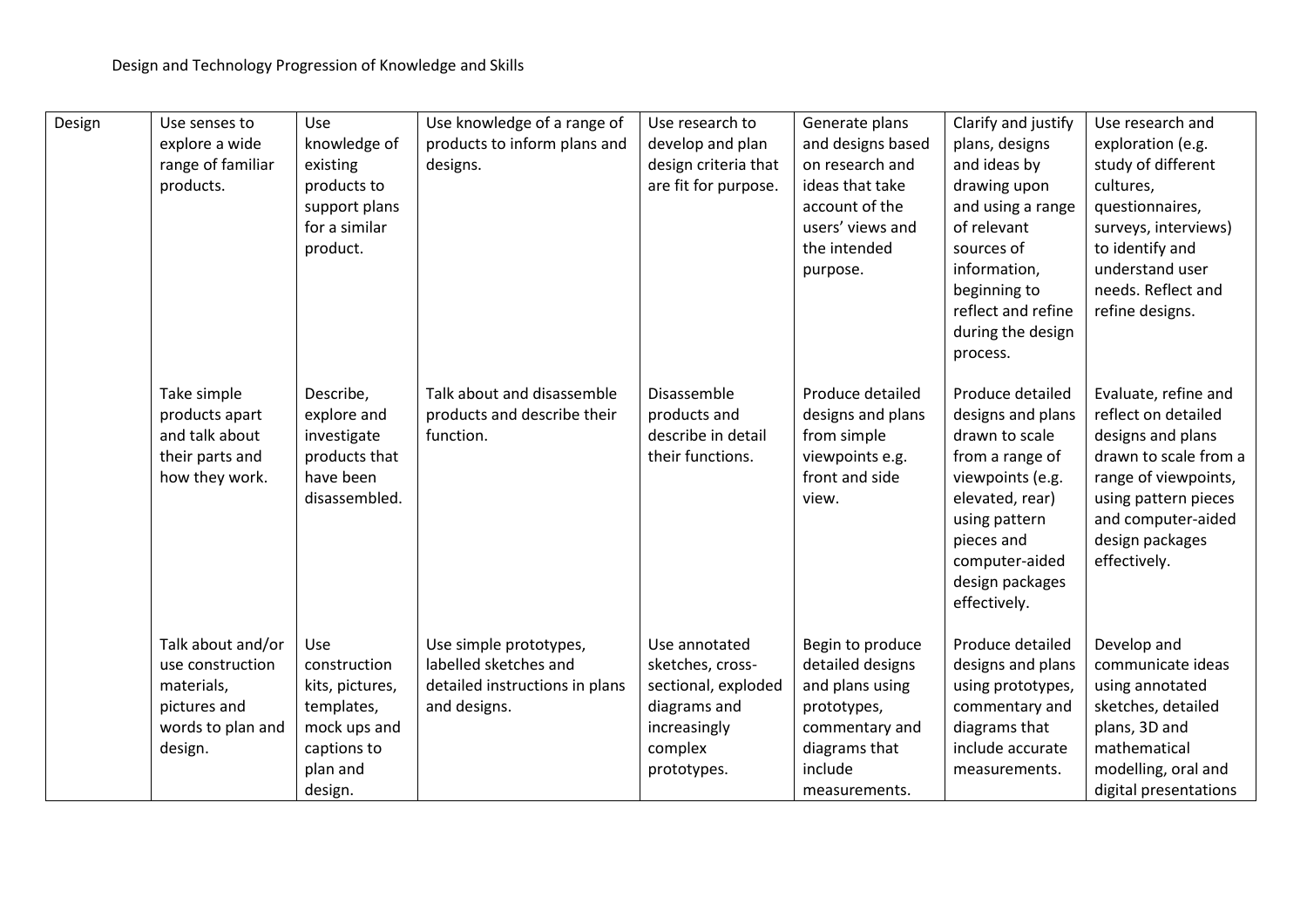Design and Technology Progression of Knowledge and Skills

| | | | | | | | |
|---|---|---|---|---|---|---|---|
| Design | Use senses to explore a wide range of familiar products. | Use knowledge of existing products to support plans for a similar product. | Use knowledge of a range of products to inform plans and designs. | Use research to develop and plan design criteria that are fit for purpose. | Generate plans and designs based on research and ideas that take account of the users' views and the intended purpose. | Clarify and justify plans, designs and ideas by drawing upon and using a range of relevant sources of information, beginning to reflect and refine during the design process. | Use research and exploration (e.g. study of different cultures, questionnaires, surveys, interviews) to identify and understand user needs. Reflect and refine designs. |
| | Take simple products apart and talk about their parts and how they work. | Describe, explore and investigate products that have been disassembled. | Talk about and disassemble products and describe their function. | Disassemble products and describe in detail their functions. | Produce detailed designs and plans from simple viewpoints e.g. front and side view. | Produce detailed designs and plans drawn to scale from a range of viewpoints (e.g. elevated, rear) using pattern pieces and computer-aided design packages effectively. | Evaluate, refine and reflect on detailed designs and plans drawn to scale from a range of viewpoints, using pattern pieces and computer-aided design packages effectively. |
| | Talk about and/or use construction materials, pictures and words to plan and design. | Use construction kits, pictures, templates, mock ups and captions to plan and design. | Use simple prototypes, labelled sketches and detailed instructions in plans and designs. | Use annotated sketches, cross-sectional, exploded diagrams and increasingly complex prototypes. | Begin to produce detailed designs and plans using prototypes, commentary and diagrams that include measurements. | Produce detailed designs and plans using prototypes, commentary and diagrams that include accurate measurements. | Develop and communicate ideas using annotated sketches, detailed plans, 3D and mathematical modelling, oral and digital presentations |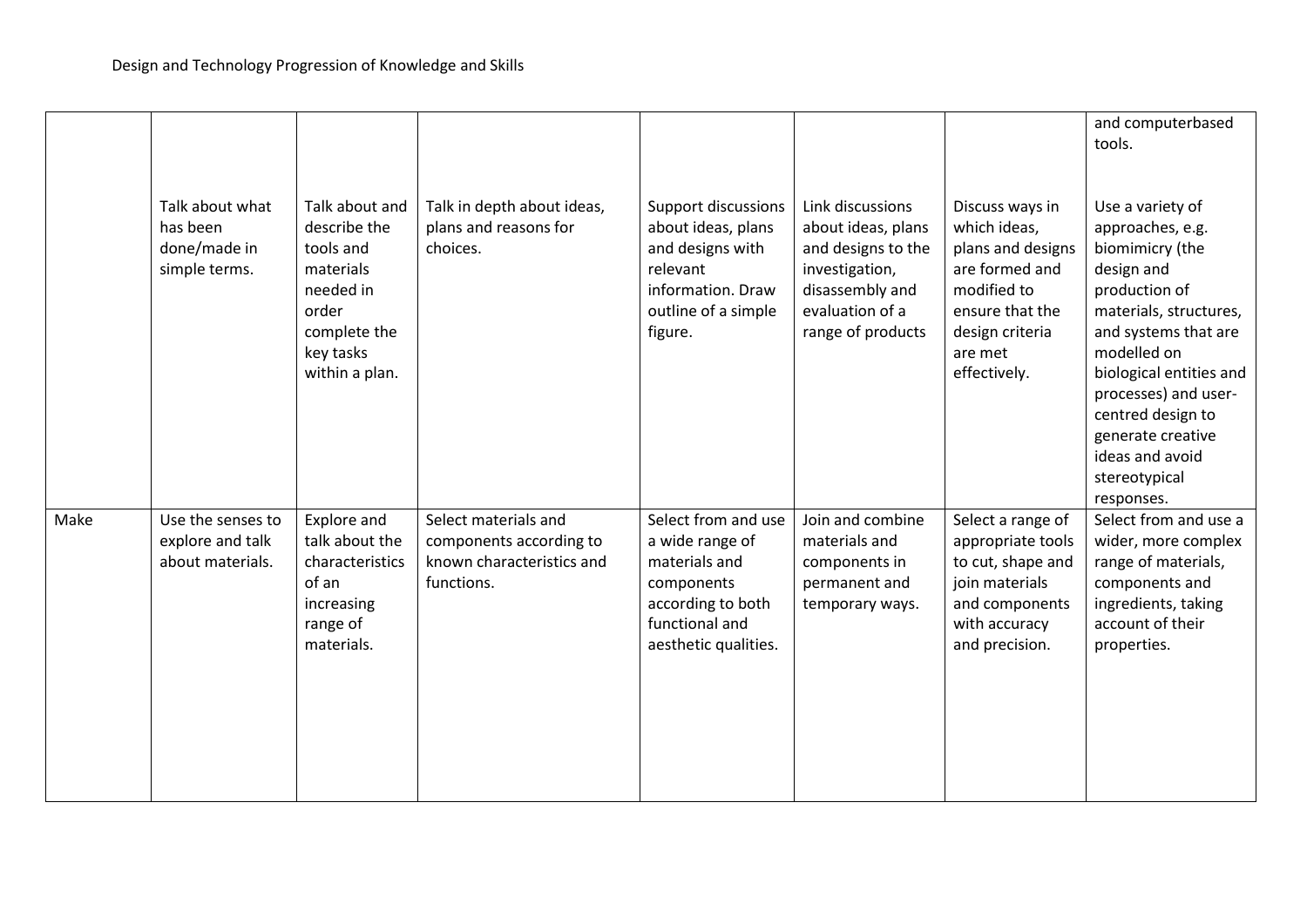Design and Technology Progression of Knowledge and Skills

| | | | | | | | |
|---|---|---|---|---|---|---|---|
| | | | | | | | and computerbased tools. |
| | Talk about what has been done/made in simple terms. | Talk about and describe the tools and materials needed in order complete the key tasks within a plan. | Talk in depth about ideas, plans and reasons for choices. | Support discussions about ideas, plans and designs with relevant information. Draw outline of a simple figure. | Link discussions about ideas, plans and designs to the investigation, disassembly and evaluation of a range of products | Discuss ways in which ideas, plans and designs are formed and modified to ensure that the design criteria are met effectively. | Use a variety of approaches, e.g. biomimicry (the design and production of materials, structures, and systems that are modelled on biological entities and processes) and user-centred design to generate creative ideas and avoid stereotypical responses. |
| Make | Use the senses to explore and talk about materials. | Explore and talk about the characteristics of an increasing range of materials. | Select materials and components according to known characteristics and functions. | Select from and use a wide range of materials and components according to both functional and aesthetic qualities. | Join and combine materials and components in permanent and temporary ways. | Select a range of appropriate tools to cut, shape and join materials and components with accuracy and precision. | Select from and use a wider, more complex range of materials, components and ingredients, taking account of their properties. |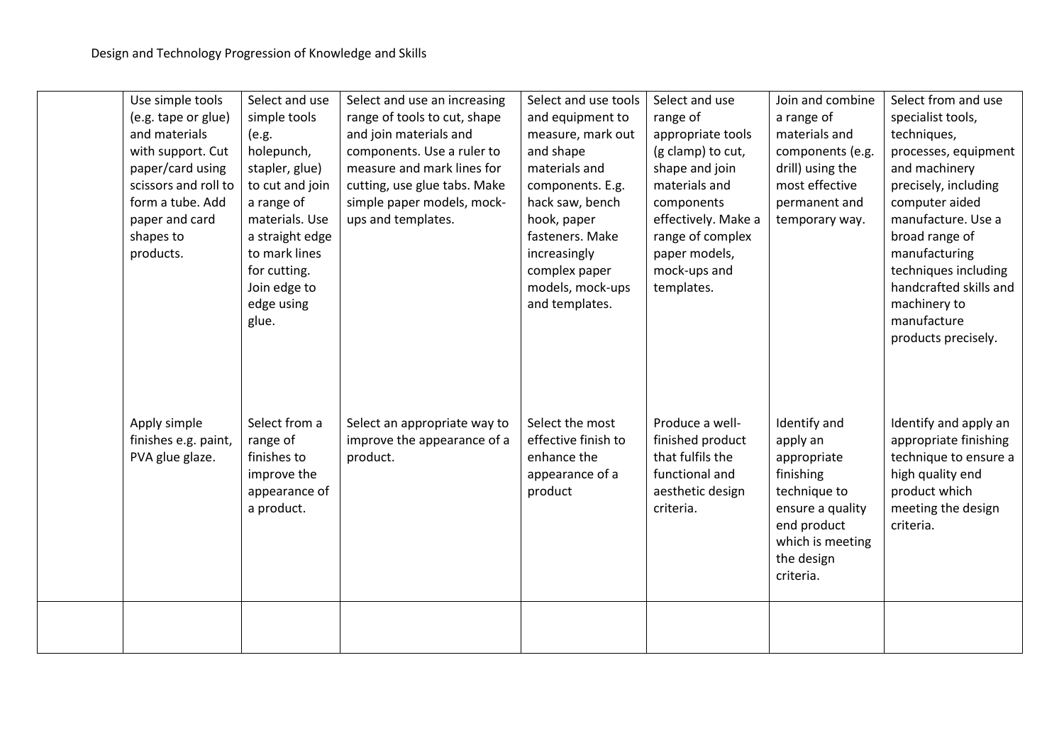Design and Technology Progression of Knowledge and Skills

| | | | | | | | |
|---|---|---|---|---|---|---|---|
| | Use simple tools (e.g. tape or glue) and materials with support. Cut paper/card using scissors and roll to form a tube. Add paper and card shapes to products. | Select and use simple tools (e.g. holepunch, stapler, glue) to cut and join a range of materials. Use a straight edge to mark lines for cutting. Join edge to edge using glue. | Select and use an increasing range of tools to cut, shape and join materials and components. Use a ruler to measure and mark lines for cutting, use glue tabs. Make simple paper models, mock-ups and templates. | Select and use tools and equipment to measure, mark out and shape materials and components. E.g. hack saw, bench hook, paper fasteners. Make increasingly complex paper models, mock-ups and templates. | Select and use range of appropriate tools (g clamp) to cut, shape and join materials and components effectively. Make a range of complex paper models, mock-ups and templates. | Join and combine a range of materials and components (e.g. drill) using the most effective permanent and temporary way. | Select from and use specialist tools, techniques, processes, equipment and machinery precisely, including computer aided manufacture. Use a broad range of manufacturing techniques including handcrafted skills and machinery to manufacture products precisely. |
| | Apply simple finishes e.g. paint, PVA glue glaze. | Select from a range of finishes to improve the appearance of a product. | Select an appropriate way to improve the appearance of a product. | Select the most effective finish to enhance the appearance of a product | Produce a well-finished product that fulfils the functional and aesthetic design criteria. | Identify and apply an appropriate finishing technique to ensure a quality end product which is meeting the design criteria. | Identify and apply an appropriate finishing technique to ensure a high quality end product which meeting the design criteria. |
| | | | | | | | |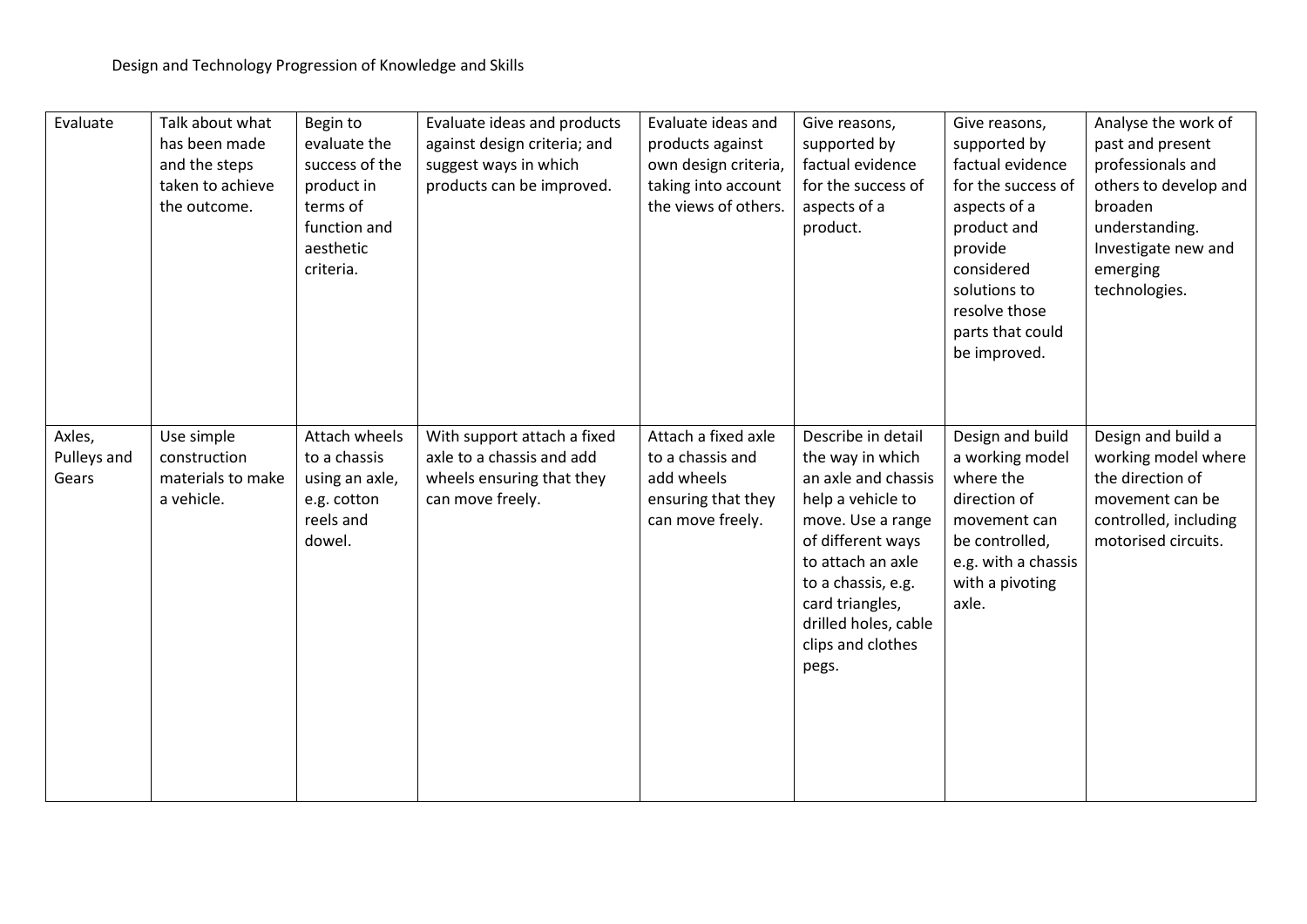| Evaluate | Talk about what has been made and the steps taken to achieve the outcome. | Begin to evaluate the success of the product in terms of function and aesthetic criteria. | Evaluate ideas and products against design criteria; and suggest ways in which products can be improved. | Evaluate ideas and products against own design criteria, taking into account the views of others. | Give reasons, supported by factual evidence for the success of aspects of a product. | Give reasons, supported by factual evidence for the success of aspects of a product and provide considered solutions to resolve those parts that could be improved. | Analyse the work of past and present professionals and others to develop and broaden understanding. Investigate new and emerging technologies. |
|---|---|---|---|---|---|---|---|
| Axles, Pulleys and Gears | Use simple construction materials to make a vehicle. | Attach wheels to a chassis using an axle, e.g. cotton reels and dowel. | With support attach a fixed axle to a chassis and add wheels ensuring that they can move freely. | Attach a fixed axle to a chassis and add wheels ensuring that they can move freely. | Describe in detail the way in which an axle and chassis help a vehicle to move. Use a range of different ways to attach an axle to a chassis, e.g. card triangles, drilled holes, cable clips and clothes pegs. | Design and build a working model where the direction of movement can be controlled, e.g. with a chassis with a pivoting axle. | Design and build a working model where the direction of movement can be controlled, including motorised circuits. |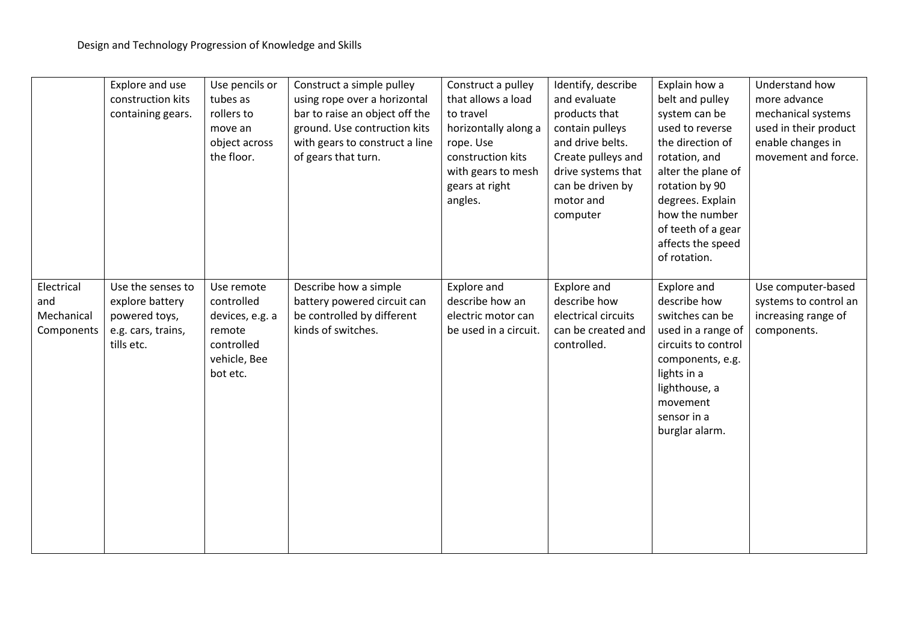Design and Technology Progression of Knowledge and Skills

| | | | | | | | |
|---|---|---|---|---|---|---|---|
| | Explore and use construction kits containing gears. | Use pencils or tubes as rollers to move an object across the floor. | Construct a simple pulley using rope over a horizontal bar to raise an object off the ground. Use contruction kits with gears to construct a line of gears that turn. | Construct a pulley that allows a load to travel horizontally along a rope. Use construction kits with gears to mesh gears at right angles. | Identify, describe and evaluate products that contain pulleys and drive belts. Create pulleys and drive systems that can be driven by motor and computer | Explain how a belt and pulley system can be used to reverse the direction of rotation, and alter the plane of rotation by 90 degrees. Explain how the number of teeth of a gear affects the speed of rotation. | Understand how more advance mechanical systems used in their product enable changes in movement and force. |
| Electrical and Mechanical Components | Use the senses to explore battery powered toys, e.g. cars, trains, tills etc. | Use remote controlled devices, e.g. a remote controlled vehicle, Bee bot etc. | Describe how a simple battery powered circuit can be controlled by different kinds of switches. | Explore and describe how an electric motor can be used in a circuit. | Explore and describe how electrical circuits can be created and controlled. | Explore and describe how switches can be used in a range of circuits to control components, e.g. lights in a lighthouse, a movement sensor in a burglar alarm. | Use computer-based systems to control an increasing range of components. |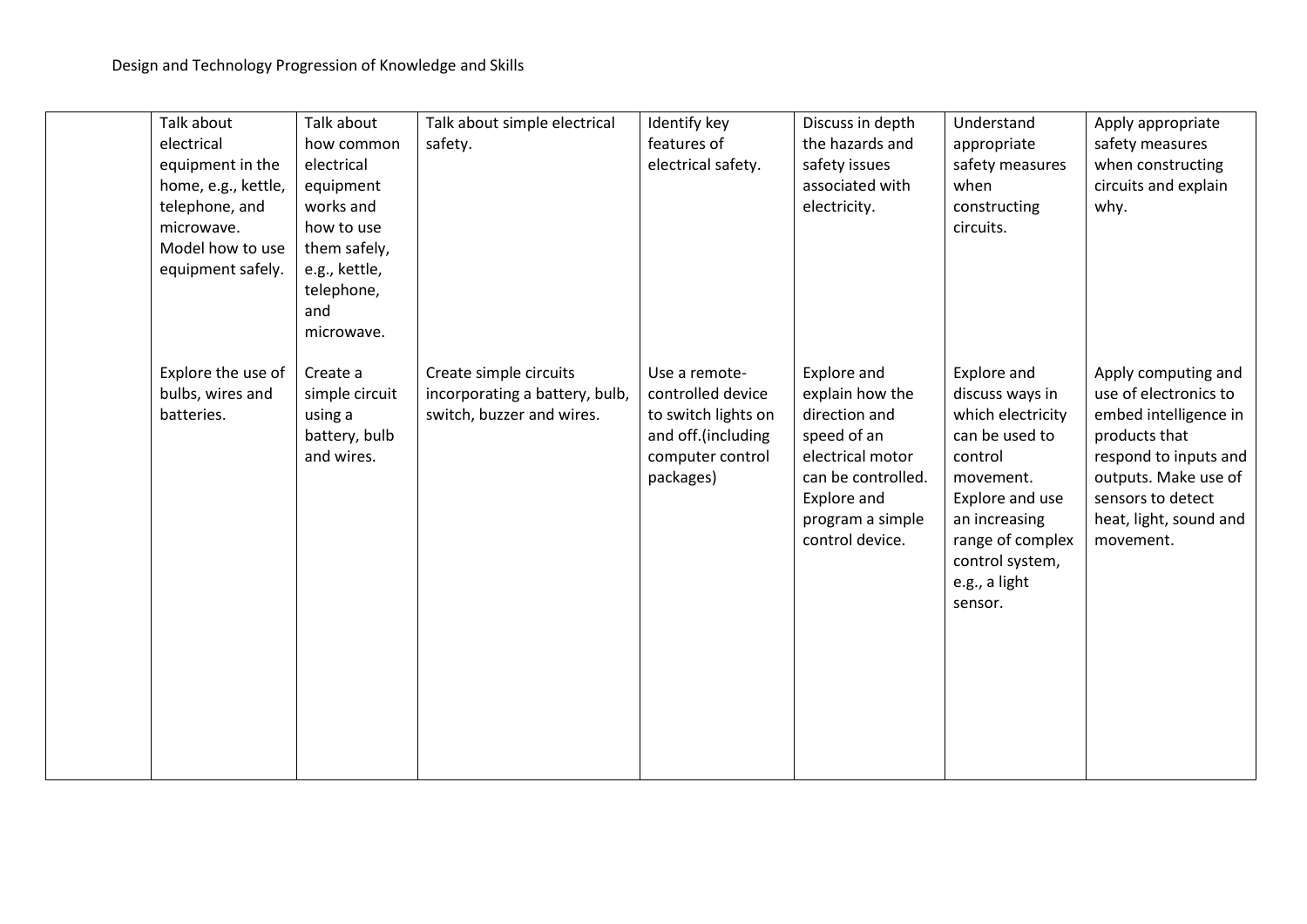| | | | | | | | |
|---|---|---|---|---|---|---|---|
| | Talk about electrical equipment in the home, e.g., kettle, telephone, and microwave. Model how to use equipment safely. | Talk about how common electrical equipment works and how to use them safely, e.g., kettle, telephone, and microwave. | Talk about simple electrical safety. | Identify key features of electrical safety. | Discuss in depth the hazards and safety issues associated with electricity. | Understand appropriate safety measures when constructing circuits. | Apply appropriate safety measures when constructing circuits and explain why. |
| | Explore the use of bulbs, wires and batteries. | Create a simple circuit using a battery, bulb and wires. | Create simple circuits incorporating a battery, bulb, switch, buzzer and wires. | Use a remote-controlled device to switch lights on and off.(including computer control packages) | Explore and explain how the direction and speed of an electrical motor can be controlled. Explore and program a simple control device. | Explore and discuss ways in which electricity can be used to control movement. Explore and use an increasing range of complex control system, e.g., a light sensor. | Apply computing and use of electronics to embed intelligence in products that respond to inputs and outputs. Make use of sensors to detect heat, light, sound and movement. |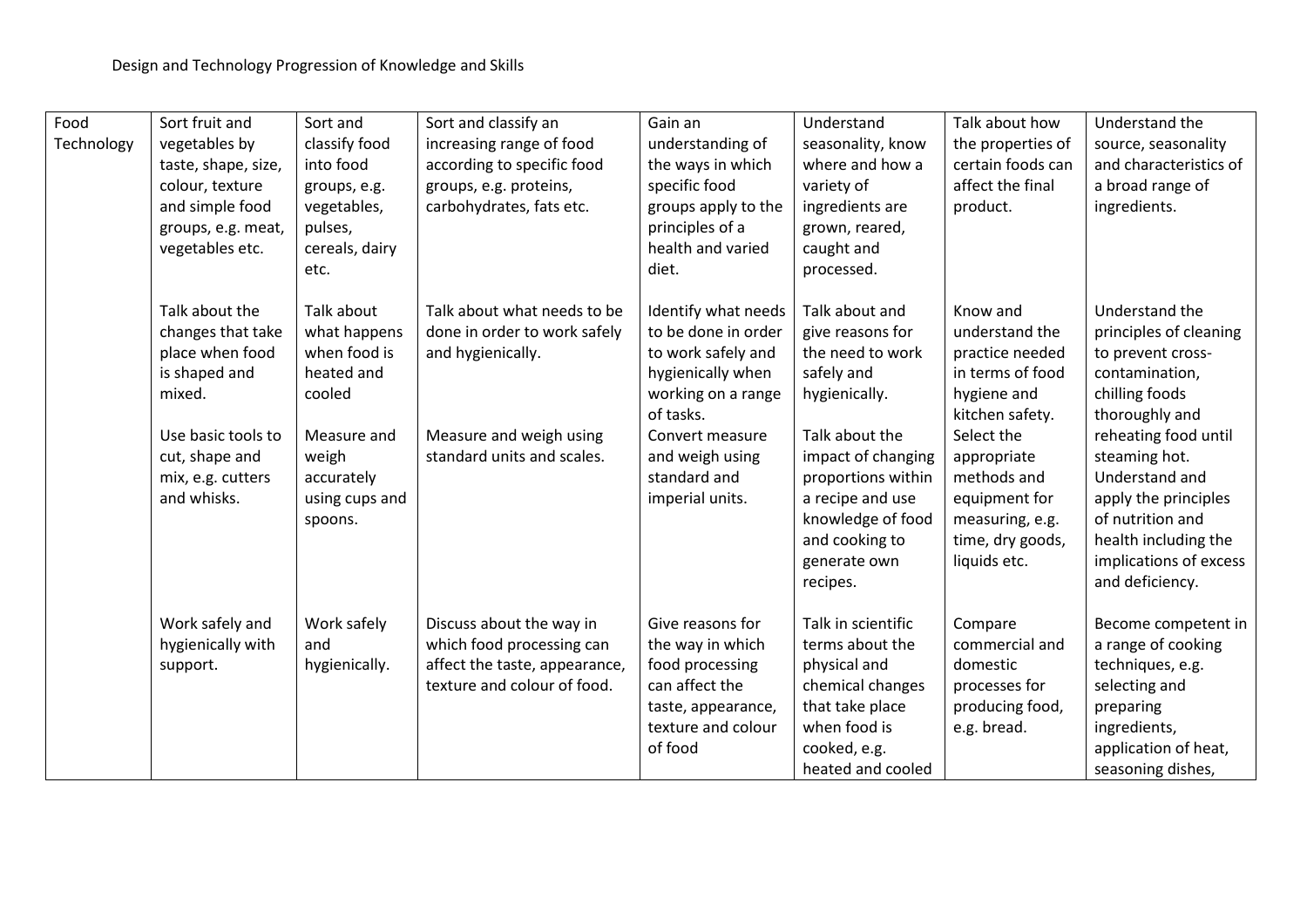Design and Technology Progression of Knowledge and Skills

| | | | | | | | |
|---|---|---|---|---|---|---|---|
| Food Technology | Sort fruit and vegetables by taste, shape, size, colour, texture and simple food groups, e.g. meat, vegetables etc. | Sort and classify food into food groups, e.g. vegetables, pulses, cereals, dairy etc. | Sort and classify an increasing range of food according to specific food groups, e.g. proteins, carbohydrates, fats etc. | Gain an understanding of the ways in which specific food groups apply to the principles of a health and varied diet. | Understand seasonality, know where and how a variety of ingredients are grown, reared, caught and processed. | Talk about how the properties of certain foods can affect the final product. | Understand the source, seasonality and characteristics of a broad range of ingredients. |
| | Talk about the changes that take place when food is shaped and mixed. | Talk about what happens when food is heated and cooled | Talk about what needs to be done in order to work safely and hygienically. | Identify what needs to be done in order to work safely and hygienically when working on a range of tasks. | Talk about and give reasons for the need to work safely and hygienically. | Know and understand the practice needed in terms of food hygiene and kitchen safety. | Understand the principles of cleaning to prevent cross-contamination, chilling foods thoroughly and reheating food until steaming hot. |
| | Use basic tools to cut, shape and mix, e.g. cutters and whisks. | Measure and weigh accurately using cups and spoons. | Measure and weigh using standard units and scales. | Convert measure and weigh using standard and imperial units. | Talk about the impact of changing proportions within a recipe and use knowledge of food and cooking to generate own recipes. | Select the appropriate methods and equipment for measuring, e.g. time, dry goods, liquids etc. | Understand and apply the principles of nutrition and health including the implications of excess and deficiency. |
| | Work safely and hygienically with support. | Work safely and hygienically. | Discuss about the way in which food processing can affect the taste, appearance, texture and colour of food. | Give reasons for the way in which food processing can affect the taste, appearance, texture and colour of food | Talk in scientific terms about the physical and chemical changes that take place when food is cooked, e.g. heated and cooled | Compare commercial and domestic processes for producing food, e.g. bread. | Become competent in a range of cooking techniques, e.g. selecting and preparing ingredients, application of heat, seasoning dishes, |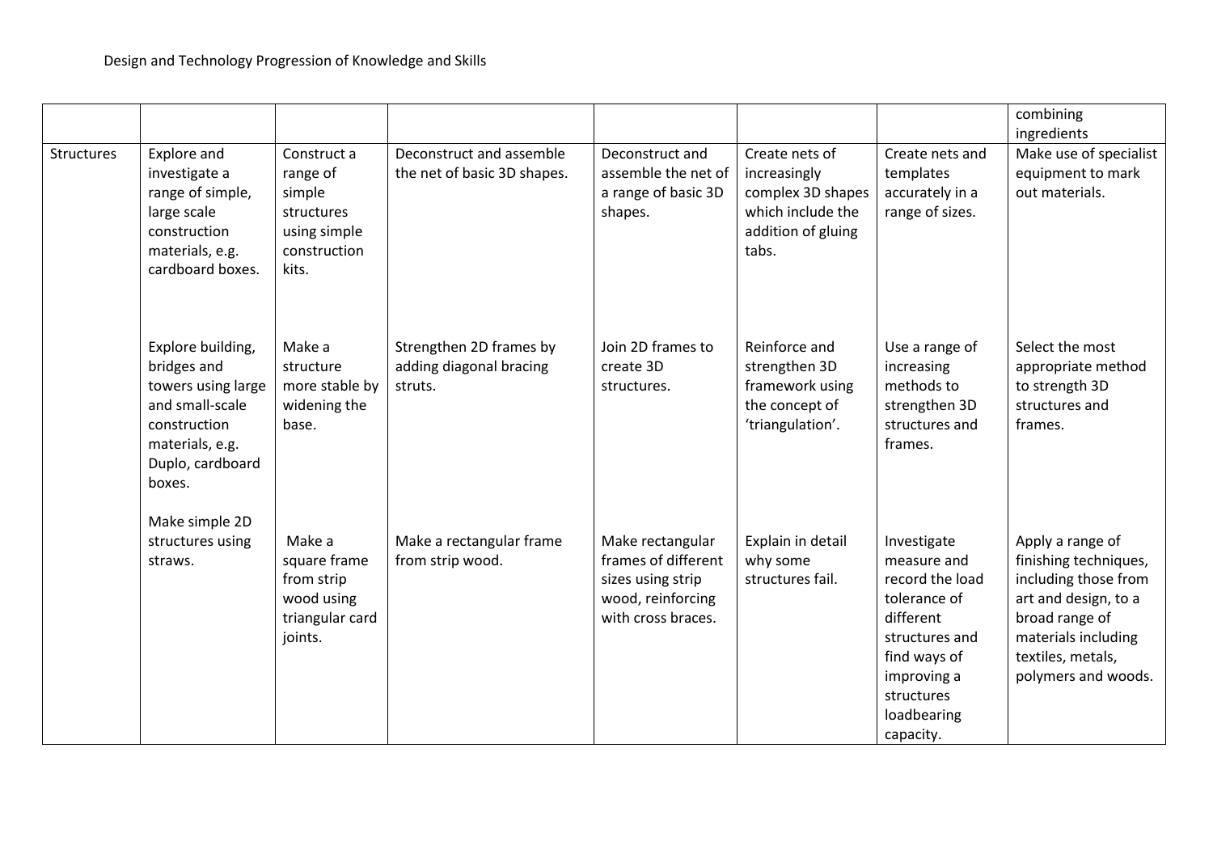Design and Technology Progression of Knowledge and Skills

| | | | | | | | |
|---|---|---|---|---|---|---|---|
| | | | | | | | combining ingredients |
| Structures | Explore and investigate a range of simple, large scale construction materials, e.g. cardboard boxes. | Construct a range of simple structures using simple construction kits. | Deconstruct and assemble the net of basic 3D shapes. | Deconstruct and assemble the net of a range of basic 3D shapes. | Create nets of increasingly complex 3D shapes which include the addition of gluing tabs. | Create nets and templates accurately in a range of sizes. | Make use of specialist equipment to mark out materials. |
| | Explore building, bridges and towers using large and small-scale construction materials, e.g. Duplo, cardboard boxes. | Make a structure more stable by widening the base. | Strengthen 2D frames by adding diagonal bracing struts. | Join 2D frames to create 3D structures. | Reinforce and strengthen 3D framework using the concept of 'triangulation'. | Use a range of increasing methods to strengthen 3D structures and frames. | Select the most appropriate method to strength 3D structures and frames. |
| | Make simple 2D structures using straws. | Make a square frame from strip wood using triangular card joints. | Make a rectangular frame from strip wood. | Make rectangular frames of different sizes using strip wood, reinforcing with cross braces. | Explain in detail why some structures fail. | Investigate measure and record the load tolerance of different structures and find ways of improving a structures loadbearing capacity. | Apply a range of finishing techniques, including those from art and design, to a broad range of materials including textiles, metals, polymers and woods. |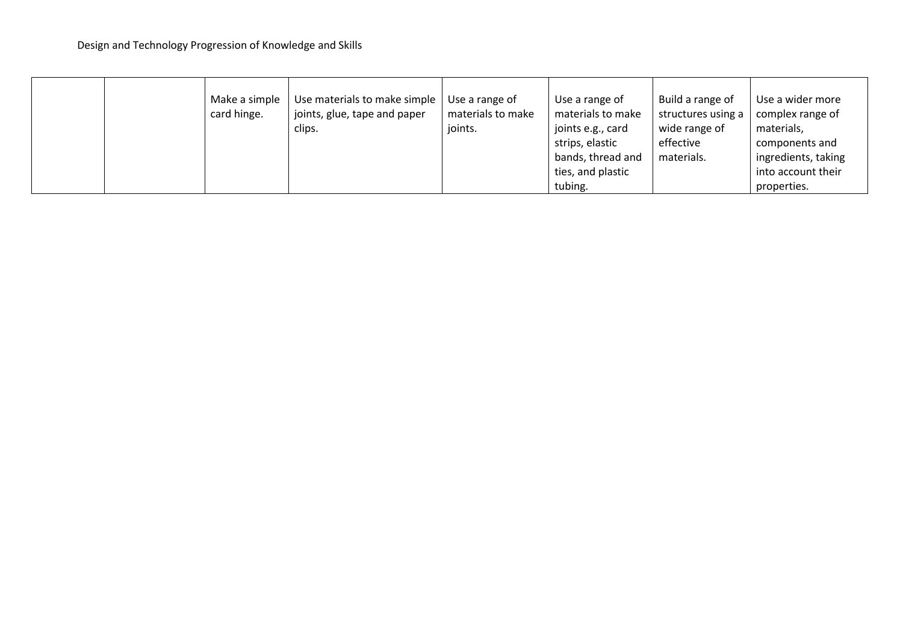| | | | | | | | |
|---|---|---|---|---|---|---|---|
| | | Make a simple card hinge. | Use materials to make simple joints, glue, tape and paper clips. | Use a range of materials to make joints. | Use a range of materials to make joints e.g., card strips, elastic bands, thread and ties, and plastic tubing. | Build a range of structures using a wide range of effective materials. | Use a wider more complex range of materials, components and ingredients, taking into account their properties. |